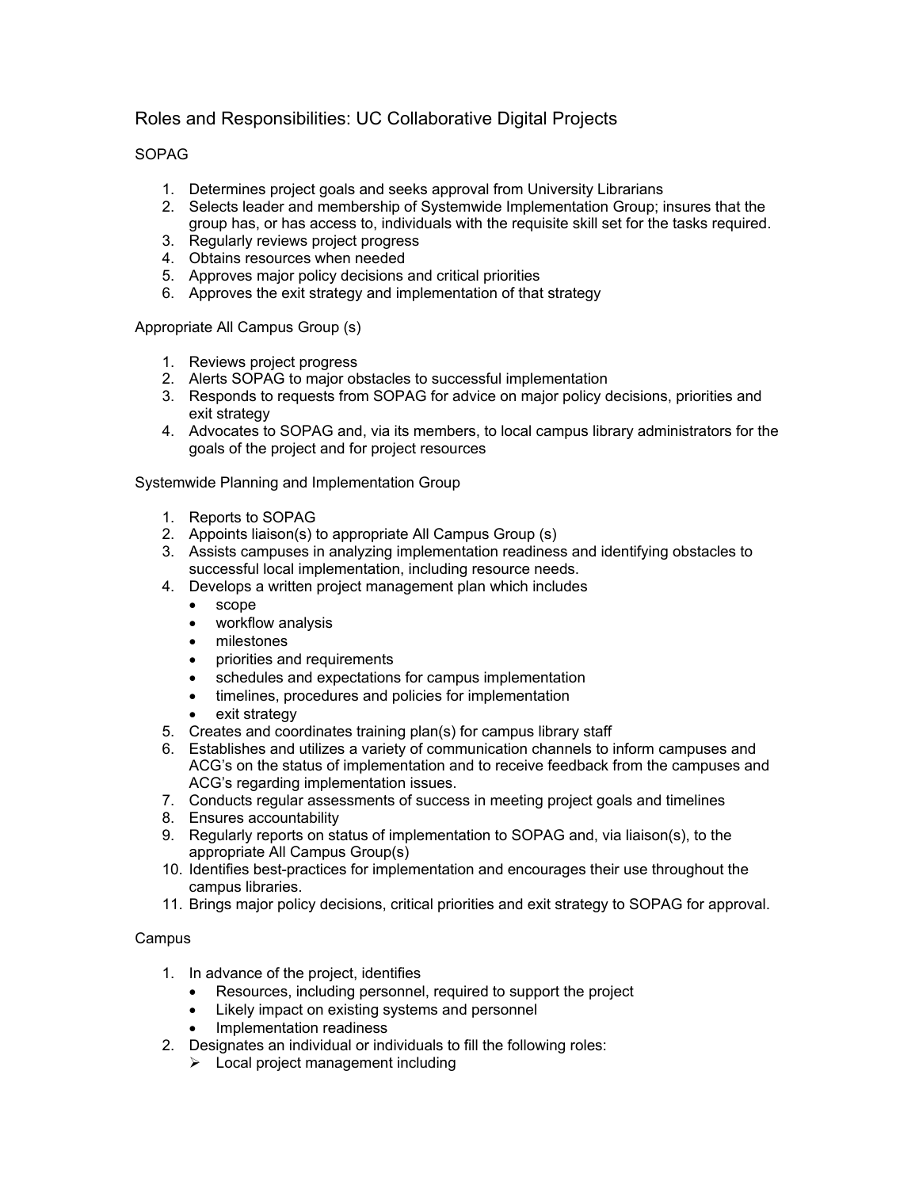# Roles and Responsibilities: UC Collaborative Digital Projects

SOPAG

1. Determines project goals and seeks approval from University Librarians
2. Selects leader and membership of Systemwide Implementation Group; insures that the group has, or has access to, individuals with the requisite skill set for the tasks required.
3. Regularly reviews project progress
4. Obtains resources when needed
5. Approves major policy decisions and critical priorities
6. Approves the exit strategy and implementation of that strategy

Appropriate All Campus Group (s)

1. Reviews project progress
2. Alerts SOPAG to major obstacles to successful implementation
3. Responds to requests from SOPAG for advice on major policy decisions, priorities and exit strategy
4. Advocates to SOPAG and, via its members, to local campus library administrators for the goals of the project and for project resources

Systemwide Planning and Implementation Group

1. Reports to SOPAG
2. Appoints liaison(s) to appropriate All Campus Group (s)
3. Assists campuses in analyzing implementation readiness and identifying obstacles to successful local implementation, including resource needs.
4. Develops a written project management plan which includes
   - scope
   - workflow analysis
   - milestones
   - priorities and requirements
   - schedules and expectations for campus implementation
   - timelines, procedures and policies for implementation
   - exit strategy
5. Creates and coordinates training plan(s) for campus library staff
6. Establishes and utilizes a variety of communication channels to inform campuses and ACG's on the status of implementation and to receive feedback from the campuses and ACG's regarding implementation issues.
7. Conducts regular assessments of success in meeting project goals and timelines
8. Ensures accountability
9. Regularly reports on status of implementation to SOPAG and, via liaison(s), to the appropriate All Campus Group(s)
10. Identifies best-practices for implementation and encourages their use throughout the campus libraries.
11. Brings major policy decisions, critical priorities and exit strategy to SOPAG for approval.

Campus

1. In advance of the project, identifies
   - Resources, including personnel, required to support the project
   - Likely impact on existing systems and personnel
   - Implementation readiness
2. Designates an individual or individuals to fill the following roles:
   - Local project management including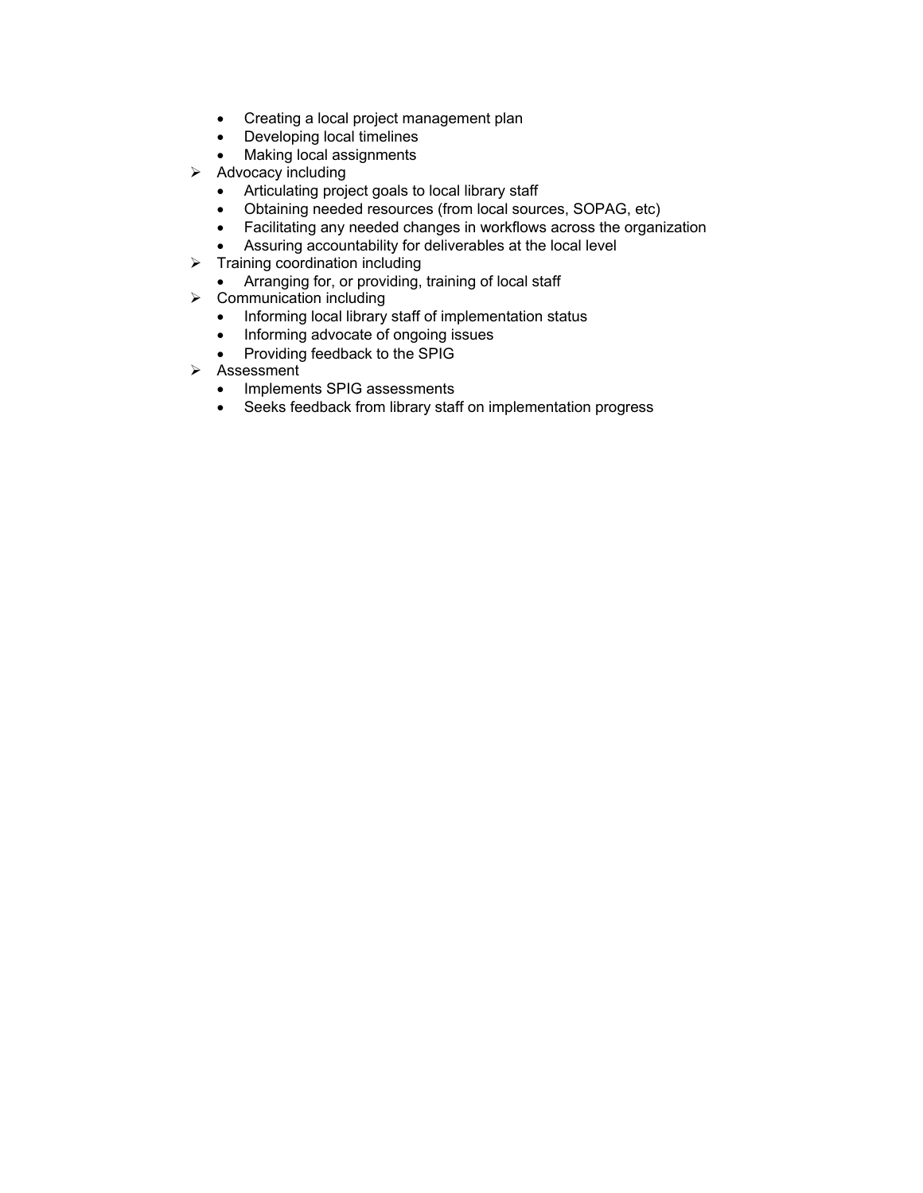- Creating a local project management plan
- Developing local timelines
- Making local assignments

- Advocacy including
  - Articulating project goals to local library staff
  - Obtaining needed resources (from local sources, SOPAG, etc)
  - Facilitating any needed changes in workflows across the organization
  - Assuring accountability for deliverables at the local level
- Training coordination including
  - Arranging for, or providing, training of local staff
- Communication including
  - Informing local library staff of implementation status
  - Informing advocate of ongoing issues
  - Providing feedback to the SPIG
- Assessment
  - Implements SPIG assessments
  - Seeks feedback from library staff on implementation progress